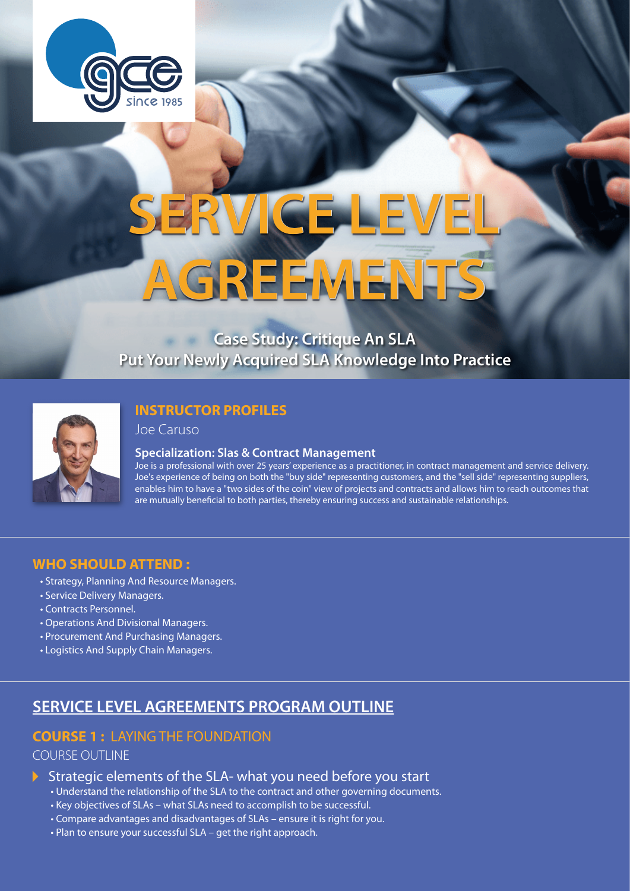# SERVICE LEVEL AGREEMENTS

**Case Study: Critique An SLA**
**Put Your Newly Acquired SLA Knowledge Into Practice**

## INSTRUCTOR PROFILES

Joe Caruso

### Specialization: Slas & Contract Management

Joe is a professional with over 25 years' experience as a practitioner, in contract management and service delivery. Joe's experience of being on both the "buy side" representing customers, and the "sell side" representing suppliers, enables him to have a "two sides of the coin" view of projects and contracts and allows him to reach outcomes that are mutually beneficial to both parties, thereby ensuring success and sustainable relationships.

## WHO SHOULD ATTEND :

- Strategy, Planning And Resource Managers.
- Service Delivery Managers.
- Contracts Personnel.
- Operations And Divisional Managers.
- Procurement And Purchasing Managers.
- Logistics And Supply Chain Managers.

## SERVICE LEVEL AGREEMENTS PROGRAM OUTLINE

### COURSE 1 : LAYING THE FOUNDATION

COURSE OUTLINE

- Strategic elements of the SLA- what you need before you start
  - Understand the relationship of the SLA to the contract and other governing documents.
  - Key objectives of SLAs – what SLAs need to accomplish to be successful.
  - Compare advantages and disadvantages of SLAs – ensure it is right for you.
  - Plan to ensure your successful SLA – get the right approach.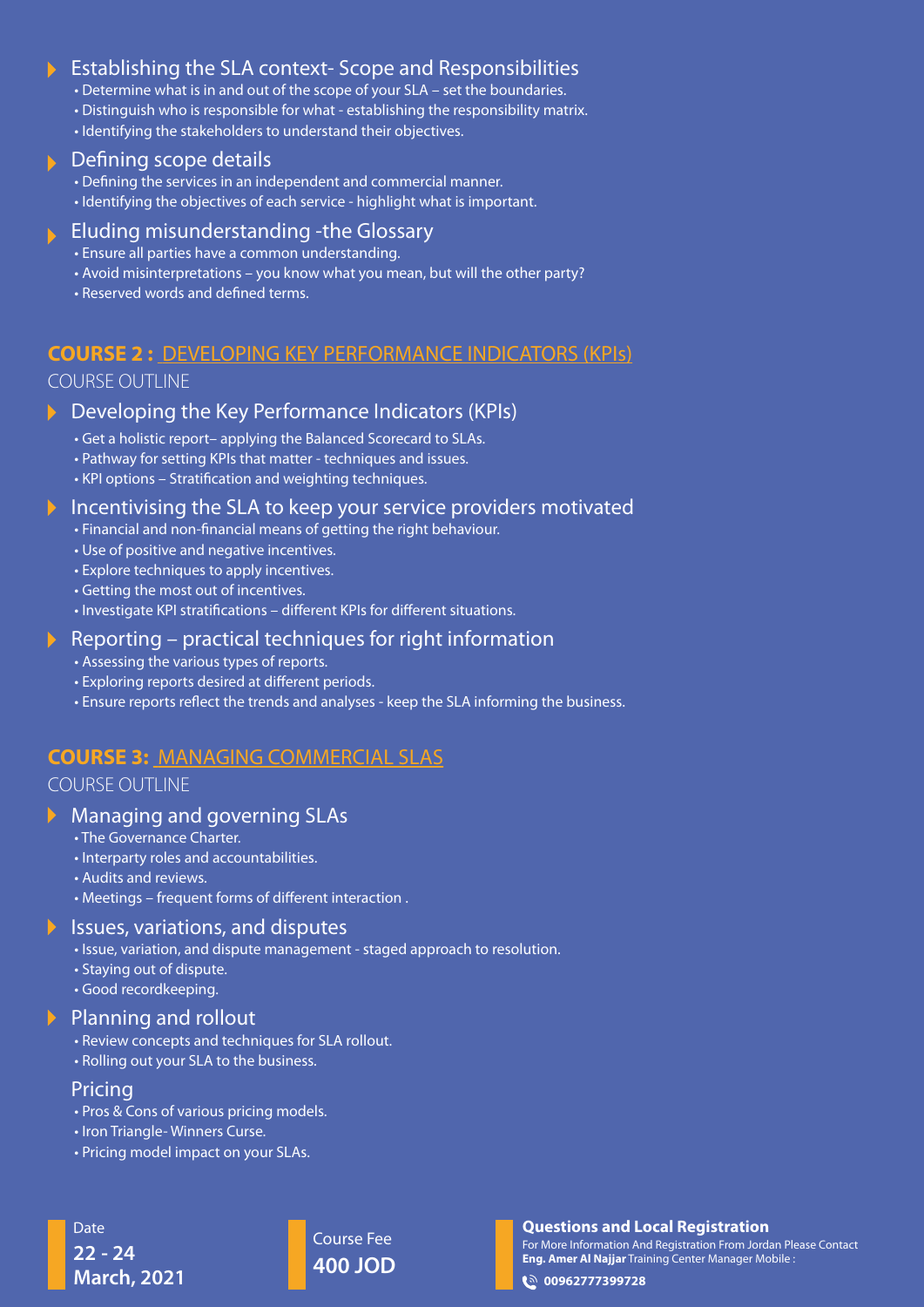### Establishing the SLA context- Scope and Responsibilities

- Determine what is in and out of the scope of your SLA – set the boundaries.
- Distinguish who is responsible for what - establishing the responsibility matrix.
- Identifying the stakeholders to understand their objectives.

### Defining scope details

- Defining the services in an independent and commercial manner.
- Identifying the objectives of each service - highlight what is important.

### Eluding misunderstanding -the Glossary

- Ensure all parties have a common understanding.
- Avoid misinterpretations – you know what you mean, but will the other party?
- Reserved words and defined terms.

## COURSE 2 : DEVELOPING KEY PERFORMANCE INDICATORS (KPIs)

COURSE OUTLINE

### Developing the Key Performance Indicators (KPIs)

- Get a holistic report– applying the Balanced Scorecard to SLAs.
- Pathway for setting KPIs that matter - techniques and issues.
- KPI options – Stratification and weighting techniques.

### Incentivising the SLA to keep your service providers motivated

- Financial and non-financial means of getting the right behaviour.
- Use of positive and negative incentives.
- Explore techniques to apply incentives.
- Getting the most out of incentives.
- Investigate KPI stratifications – different KPIs for different situations.

### Reporting – practical techniques for right information

- Assessing the various types of reports.
- Exploring reports desired at different periods.
- Ensure reports reflect the trends and analyses - keep the SLA informing the business.

## COURSE 3: MANAGING COMMERCIAL SLAS

COURSE OUTLINE

### Managing and governing SLAs

- The Governance Charter.
- Interparty roles and accountabilities.
- Audits and reviews.
- Meetings – frequent forms of different interaction .

### Issues, variations, and disputes

- Issue, variation, and dispute management - staged approach to resolution.
- Staying out of dispute.
- Good recordkeeping.

### Planning and rollout

- Review concepts and techniques for SLA rollout.
- Rolling out your SLA to the business.

### Pricing

- Pros & Cons of various pricing models.
- Iron Triangle- Winners Curse.
- Pricing model impact on your SLAs.

Date
**22 - 24 March, 2021**

Course Fee
**400 JOD**

**Questions and Local Registration**
For More Information And Registration From Jordan Please Contact **Eng. Amer Al Najjar** Training Center Manager Mobile :
**00962777399728**